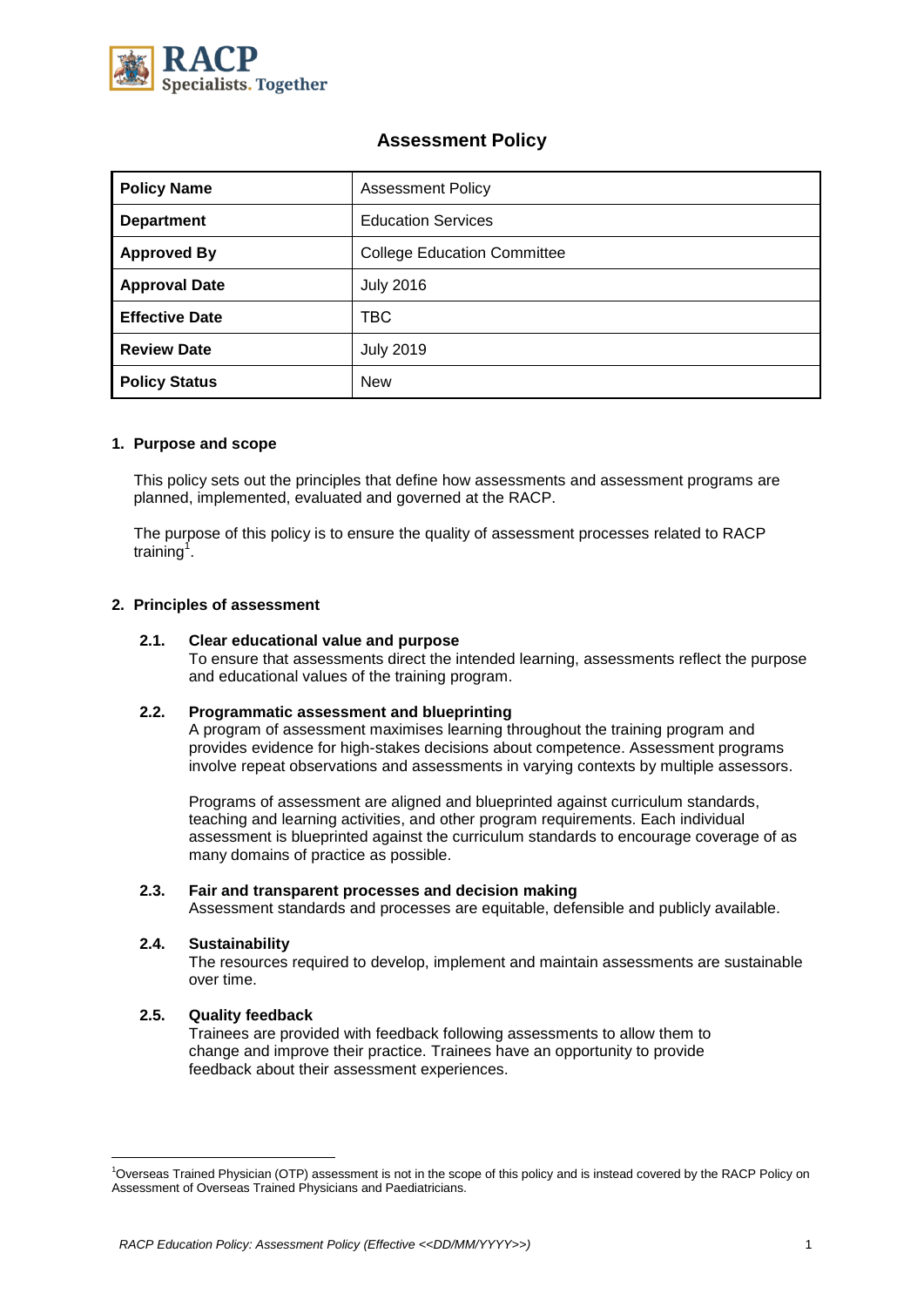# Assessment Policy

| Policy Name | Assessment Policy |
|---|---|
| Department | Education Services |
| Approved By | College Education Committee |
| Approval Date | July 2016 |
| Effective Date | TBC |
| Review Date | July 2019 |
| Policy Status | New |

## 1. Purpose and scope

This policy sets out the principles that define how assessments and assessment programs are planned, implemented, evaluated and governed at the RACP.

The purpose of this policy is to ensure the quality of assessment processes related to RACP training[1].

## 2. Principles of assessment

### 2.1. Clear educational value and purpose

To ensure that assessments direct the intended learning, assessments reflect the purpose and educational values of the training program.

### 2.2. Programmatic assessment and blueprinting

A program of assessment maximises learning throughout the training program and provides evidence for high-stakes decisions about competence. Assessment programs involve repeat observations and assessments in varying contexts by multiple assessors.

Programs of assessment are aligned and blueprinted against curriculum standards, teaching and learning activities, and other program requirements. Each individual assessment is blueprinted against the curriculum standards to encourage coverage of as many domains of practice as possible.

### 2.3. Fair and transparent processes and decision making

Assessment standards and processes are equitable, defensible and publicly available.

### 2.4. Sustainability

The resources required to develop, implement and maintain assessments are sustainable over time.

### 2.5. Quality feedback

Trainees are provided with feedback following assessments to allow them to change and improve their practice. Trainees have an opportunity to provide feedback about their assessment experiences.

---

[1] Overseas Trained Physician (OTP) assessment is not in the scope of this policy and is instead covered by the RACP Policy on Assessment of Overseas Trained Physicians and Paediatricians.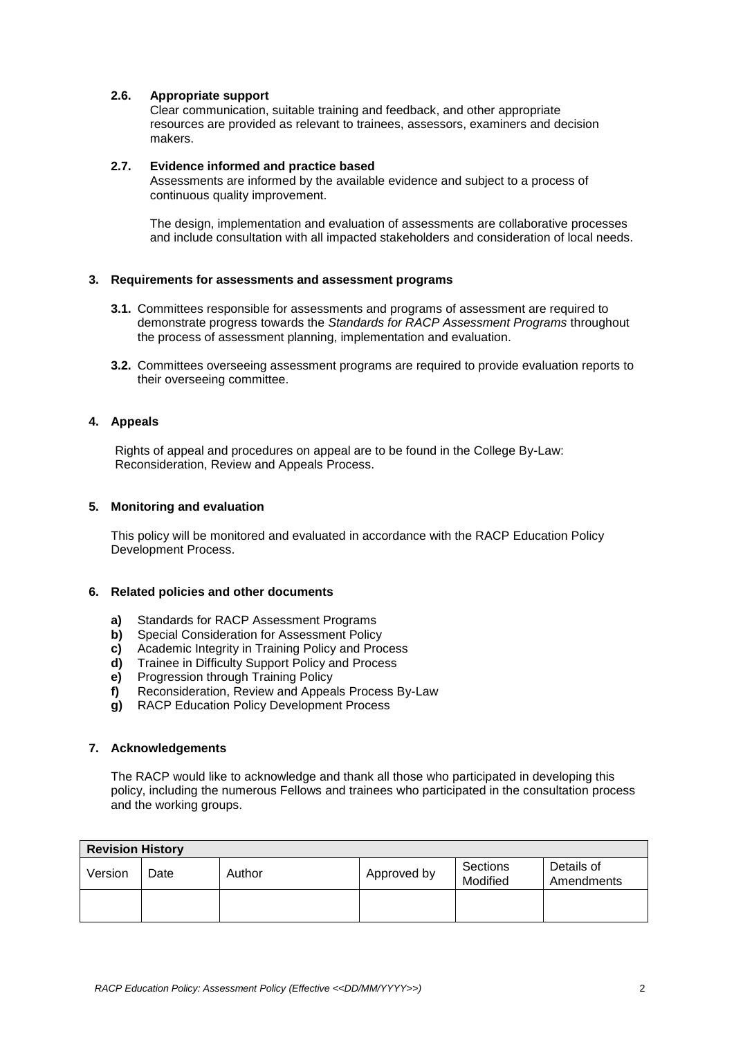**2.6. Appropriate support**

Clear communication, suitable training and feedback, and other appropriate resources are provided as relevant to trainees, assessors, examiners and decision makers.

**2.7. Evidence informed and practice based**

Assessments are informed by the available evidence and subject to a process of continuous quality improvement.

The design, implementation and evaluation of assessments are collaborative processes and include consultation with all impacted stakeholders and consideration of local needs.

## 3. Requirements for assessments and assessment programs

**3.1.** Committees responsible for assessments and programs of assessment are required to demonstrate progress towards the *Standards for RACP Assessment Programs* throughout the process of assessment planning, implementation and evaluation.

**3.2.** Committees overseeing assessment programs are required to provide evaluation reports to their overseeing committee.

## 4. Appeals

Rights of appeal and procedures on appeal are to be found in the College By-Law: Reconsideration, Review and Appeals Process.

## 5. Monitoring and evaluation

This policy will be monitored and evaluated in accordance with the RACP Education Policy Development Process.

## 6. Related policies and other documents

**a)** Standards for RACP Assessment Programs
**b)** Special Consideration for Assessment Policy
**c)** Academic Integrity in Training Policy and Process
**d)** Trainee in Difficulty Support Policy and Process
**e)** Progression through Training Policy
**f)** Reconsideration, Review and Appeals Process By-Law
**g)** RACP Education Policy Development Process

## 7. Acknowledgements

The RACP would like to acknowledge and thank all those who participated in developing this policy, including the numerous Fellows and trainees who participated in the consultation process and the working groups.

| **Revision History** | | | | | |
|---|---|---|---|---|---|
| Version | Date | Author | Approved by | Sections Modified | Details of Amendments |
| | | | | | |